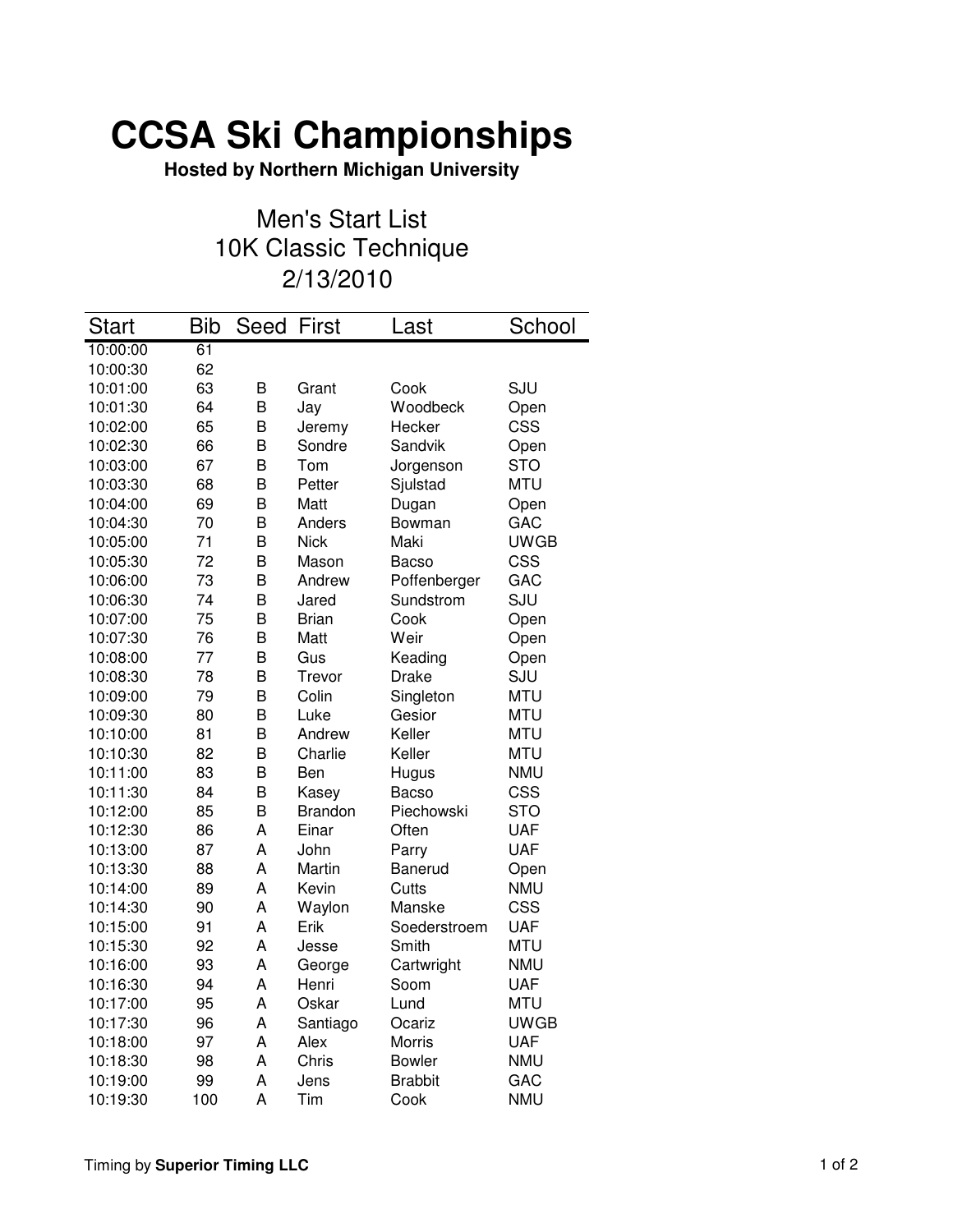# CCSA Ski Championships

**Hosted by Northern Michigan University**

## Men's Start List
## 10K Classic Technique
## 2/13/2010

| Start | Bib | Seed | First | Last | School |
|---|---|---|---|---|---|
| 10:00:00 | 61 | | | | |
| 10:00:30 | 62 | | | | |
| 10:01:00 | 63 | B | Grant | Cook | SJU |
| 10:01:30 | 64 | B | Jay | Woodbeck | Open |
| 10:02:00 | 65 | B | Jeremy | Hecker | CSS |
| 10:02:30 | 66 | B | Sondre | Sandvik | Open |
| 10:03:00 | 67 | B | Tom | Jorgenson | STO |
| 10:03:30 | 68 | B | Petter | Sjulstad | MTU |
| 10:04:00 | 69 | B | Matt | Dugan | Open |
| 10:04:30 | 70 | B | Anders | Bowman | GAC |
| 10:05:00 | 71 | B | Nick | Maki | UWGB |
| 10:05:30 | 72 | B | Mason | Bacso | CSS |
| 10:06:00 | 73 | B | Andrew | Poffenberger | GAC |
| 10:06:30 | 74 | B | Jared | Sundstrom | SJU |
| 10:07:00 | 75 | B | Brian | Cook | Open |
| 10:07:30 | 76 | B | Matt | Weir | Open |
| 10:08:00 | 77 | B | Gus | Keading | Open |
| 10:08:30 | 78 | B | Trevor | Drake | SJU |
| 10:09:00 | 79 | B | Colin | Singleton | MTU |
| 10:09:30 | 80 | B | Luke | Gesior | MTU |
| 10:10:00 | 81 | B | Andrew | Keller | MTU |
| 10:10:30 | 82 | B | Charlie | Keller | MTU |
| 10:11:00 | 83 | B | Ben | Hugus | NMU |
| 10:11:30 | 84 | B | Kasey | Bacso | CSS |
| 10:12:00 | 85 | B | Brandon | Piechowski | STO |
| 10:12:30 | 86 | A | Einar | Often | UAF |
| 10:13:00 | 87 | A | John | Parry | UAF |
| 10:13:30 | 88 | A | Martin | Banerud | Open |
| 10:14:00 | 89 | A | Kevin | Cutts | NMU |
| 10:14:30 | 90 | A | Waylon | Manske | CSS |
| 10:15:00 | 91 | A | Erik | Soederstroem | UAF |
| 10:15:30 | 92 | A | Jesse | Smith | MTU |
| 10:16:00 | 93 | A | George | Cartwright | NMU |
| 10:16:30 | 94 | A | Henri | Soom | UAF |
| 10:17:00 | 95 | A | Oskar | Lund | MTU |
| 10:17:30 | 96 | A | Santiago | Ocariz | UWGB |
| 10:18:00 | 97 | A | Alex | Morris | UAF |
| 10:18:30 | 98 | A | Chris | Bowler | NMU |
| 10:19:00 | 99 | A | Jens | Brabbit | GAC |
| 10:19:30 | 100 | A | Tim | Cook | NMU |

Timing by **Superior Timing LLC**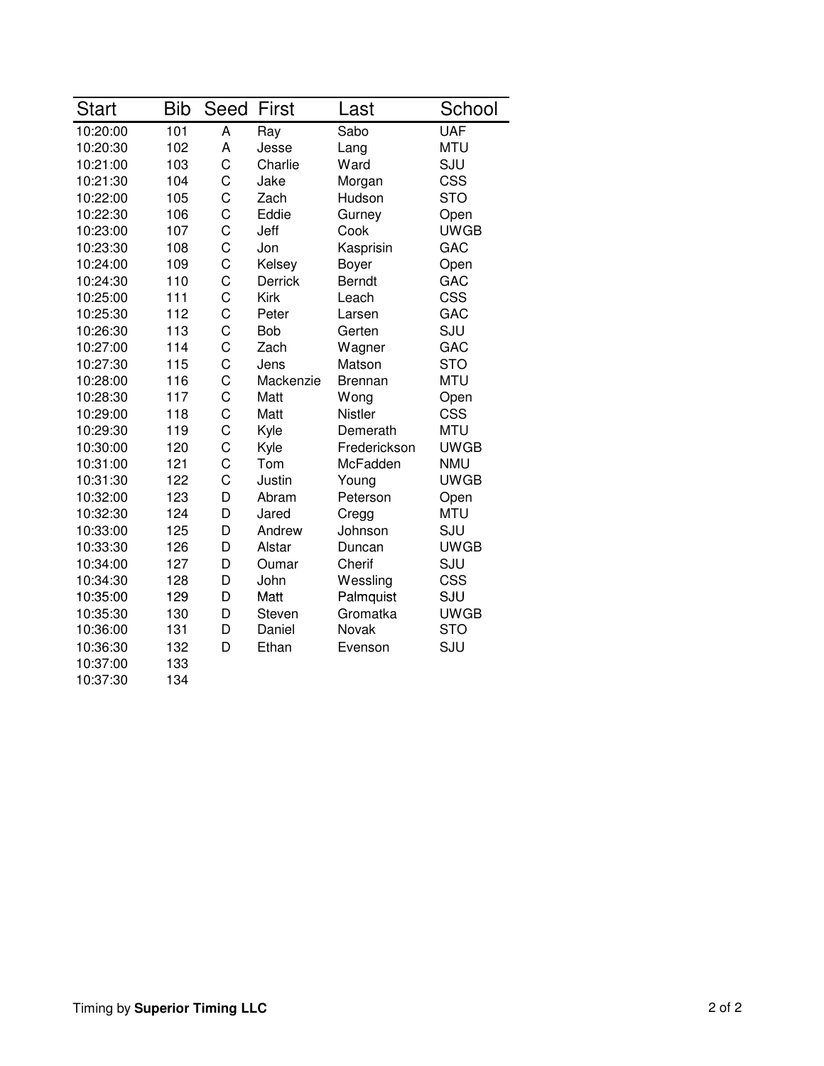| Start | Bib | Seed | First | Last | School |
|---|---|---|---|---|---|
| 10:20:00 | 101 | A | Ray | Sabo | UAF |
| 10:20:30 | 102 | A | Jesse | Lang | MTU |
| 10:21:00 | 103 | C | Charlie | Ward | SJU |
| 10:21:30 | 104 | C | Jake | Morgan | CSS |
| 10:22:00 | 105 | C | Zach | Hudson | STO |
| 10:22:30 | 106 | C | Eddie | Gurney | Open |
| 10:23:00 | 107 | C | Jeff | Cook | UWGB |
| 10:23:30 | 108 | C | Jon | Kasprisin | GAC |
| 10:24:00 | 109 | C | Kelsey | Boyer | Open |
| 10:24:30 | 110 | C | Derrick | Berndt | GAC |
| 10:25:00 | 111 | C | Kirk | Leach | CSS |
| 10:25:30 | 112 | C | Peter | Larsen | GAC |
| 10:26:30 | 113 | C | Bob | Gerten | SJU |
| 10:27:00 | 114 | C | Zach | Wagner | GAC |
| 10:27:30 | 115 | C | Jens | Matson | STO |
| 10:28:00 | 116 | C | Mackenzie | Brennan | MTU |
| 10:28:30 | 117 | C | Matt | Wong | Open |
| 10:29:00 | 118 | C | Matt | Nistler | CSS |
| 10:29:30 | 119 | C | Kyle | Demerath | MTU |
| 10:30:00 | 120 | C | Kyle | Frederickson | UWGB |
| 10:31:00 | 121 | C | Tom | McFadden | NMU |
| 10:31:30 | 122 | C | Justin | Young | UWGB |
| 10:32:00 | 123 | D | Abram | Peterson | Open |
| 10:32:30 | 124 | D | Jared | Cregg | MTU |
| 10:33:00 | 125 | D | Andrew | Johnson | SJU |
| 10:33:30 | 126 | D | Alstar | Duncan | UWGB |
| 10:34:00 | 127 | D | Oumar | Cherif | SJU |
| 10:34:30 | 128 | D | John | Wessling | CSS |
| 10:35:00 | 129 | D | Matt | Palmquist | SJU |
| 10:35:30 | 130 | D | Steven | Gromatka | UWGB |
| 10:36:00 | 131 | D | Daniel | Novak | STO |
| 10:36:30 | 132 | D | Ethan | Evenson | SJU |
| 10:37:00 | 133 | | | | |
| 10:37:30 | 134 | | | | |

Timing by **Superior Timing LLC**